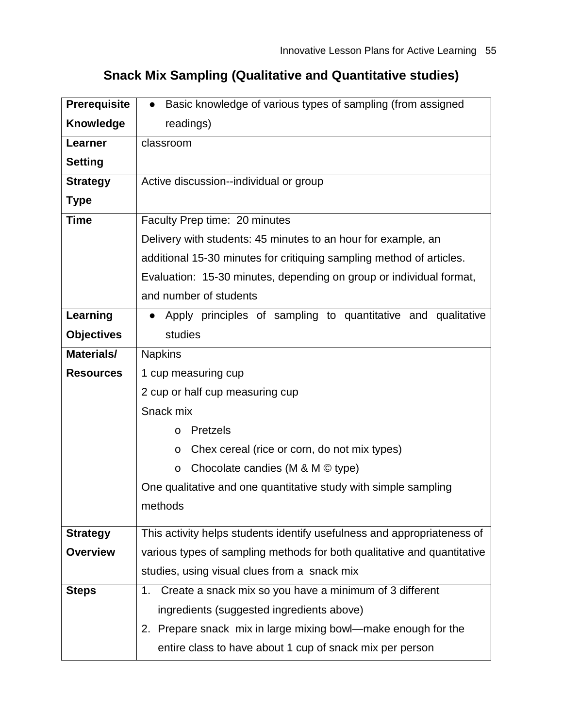# Snack Mix Sampling (Qualitative and Quantitative studies)

| | |
|---|---|
| **Prerequisite Knowledge** | • Basic knowledge of various types of sampling (from assigned readings) |
| **Learner Setting** | classroom |
| **Strategy Type** | Active discussion--individual or group |
| **Time** | Faculty Prep time: 20 minutes<br>Delivery with students: 45 minutes to an hour for example, an additional 15-30 minutes for critiquing sampling method of articles.<br>Evaluation: 15-30 minutes, depending on group or individual format, and number of students |
| **Learning Objectives** | • Apply principles of sampling to quantitative and qualitative studies |
| **Materials/ Resources** | Napkins<br>1 cup measuring cup<br>2 cup or half cup measuring cup<br>Snack mix<br>o Pretzels<br>o Chex cereal (rice or corn, do not mix types)<br>o Chocolate candies (M & M © type)<br>One qualitative and one quantitative study with simple sampling methods |
| **Strategy Overview** | This activity helps students identify usefulness and appropriateness of various types of sampling methods for both qualitative and quantitative studies, using visual clues from a snack mix |
| **Steps** | 1. Create a snack mix so you have a minimum of 3 different ingredients (suggested ingredients above)<br>2. Prepare snack mix in large mixing bowl—make enough for the entire class to have about 1 cup of snack mix per person |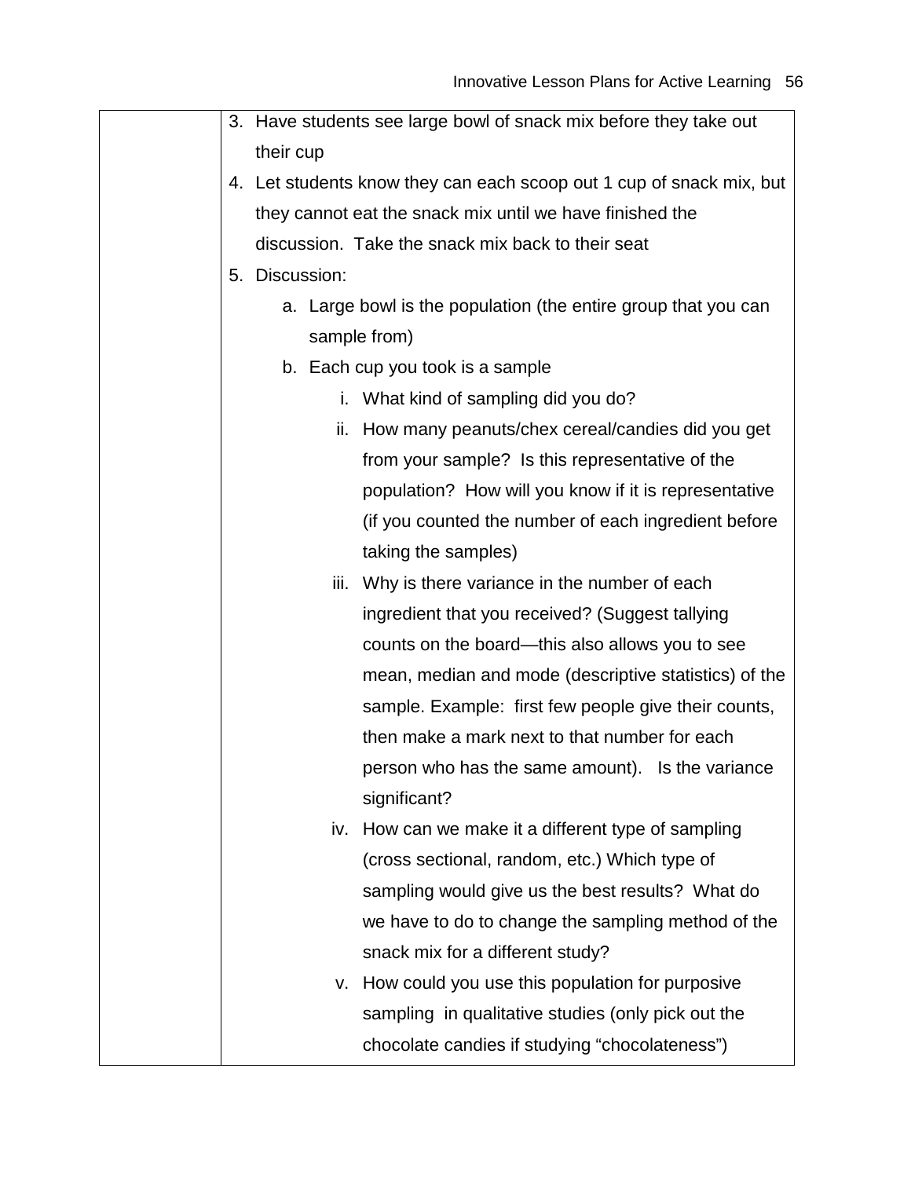| | 3. Have students see large bowl of snack mix before they take out their cup<br>4. Let students know they can each scoop out 1 cup of snack mix, but they cannot eat the snack mix until we have finished the discussion. Take the snack mix back to their seat<br>5. Discussion:<br>  a. Large bowl is the population (the entire group that you can sample from)<br>  b. Each cup you took is a sample<br>    i. What kind of sampling did you do?<br>    ii. How many peanuts/chex cereal/candies did you get from your sample? Is this representative of the population? How will you know if it is representative (if you counted the number of each ingredient before taking the samples)<br>    iii. Why is there variance in the number of each ingredient that you received? (Suggest tallying counts on the board—this also allows you to see mean, median and mode (descriptive statistics) of the sample. Example: first few people give their counts, then make a mark next to that number for each person who has the same amount). Is the variance significant?<br>    iv. How can we make it a different type of sampling (cross sectional, random, etc.) Which type of sampling would give us the best results? What do we have to do to change the sampling method of the snack mix for a different study?<br>    v. How could you use this population for purposive sampling in qualitative studies (only pick out the chocolate candies if studying "chocolateness") |
|---|---|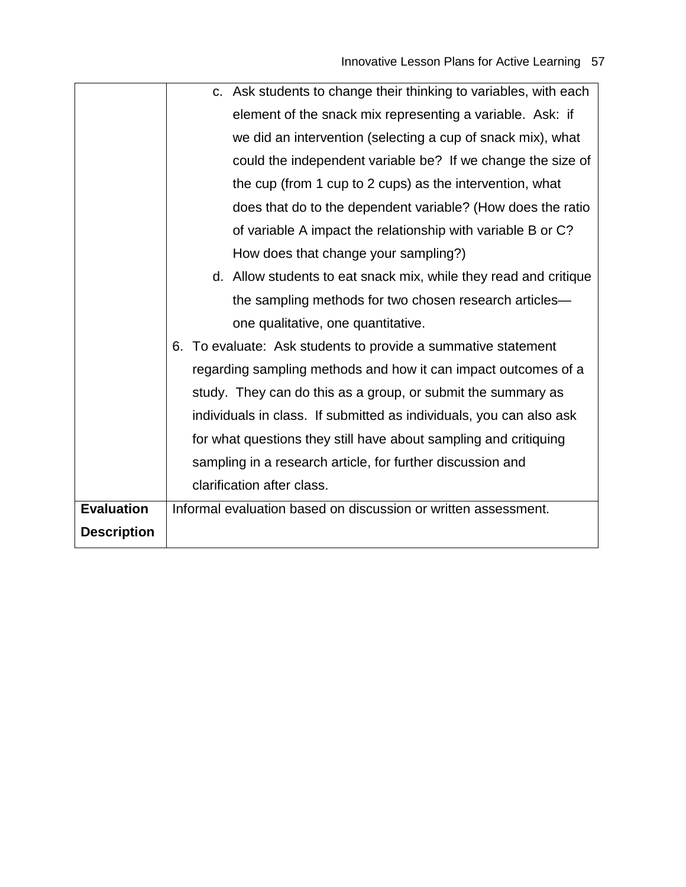| | |
|---|---|
| | c. Ask students to change their thinking to variables, with each element of the snack mix representing a variable. Ask: if we did an intervention (selecting a cup of snack mix), what could the independent variable be? If we change the size of the cup (from 1 cup to 2 cups) as the intervention, what does that do to the dependent variable? (How does the ratio of variable A impact the relationship with variable B or C? How does that change your sampling?)<br>d. Allow students to eat snack mix, while they read and critique the sampling methods for two chosen research articles—one qualitative, one quantitative.<br>6. To evaluate: Ask students to provide a summative statement regarding sampling methods and how it can impact outcomes of a study. They can do this as a group, or submit the summary as individuals in class. If submitted as individuals, you can also ask for what questions they still have about sampling and critiquing sampling in a research article, for further discussion and clarification after class. |
| **Evaluation Description** | Informal evaluation based on discussion or written assessment. |